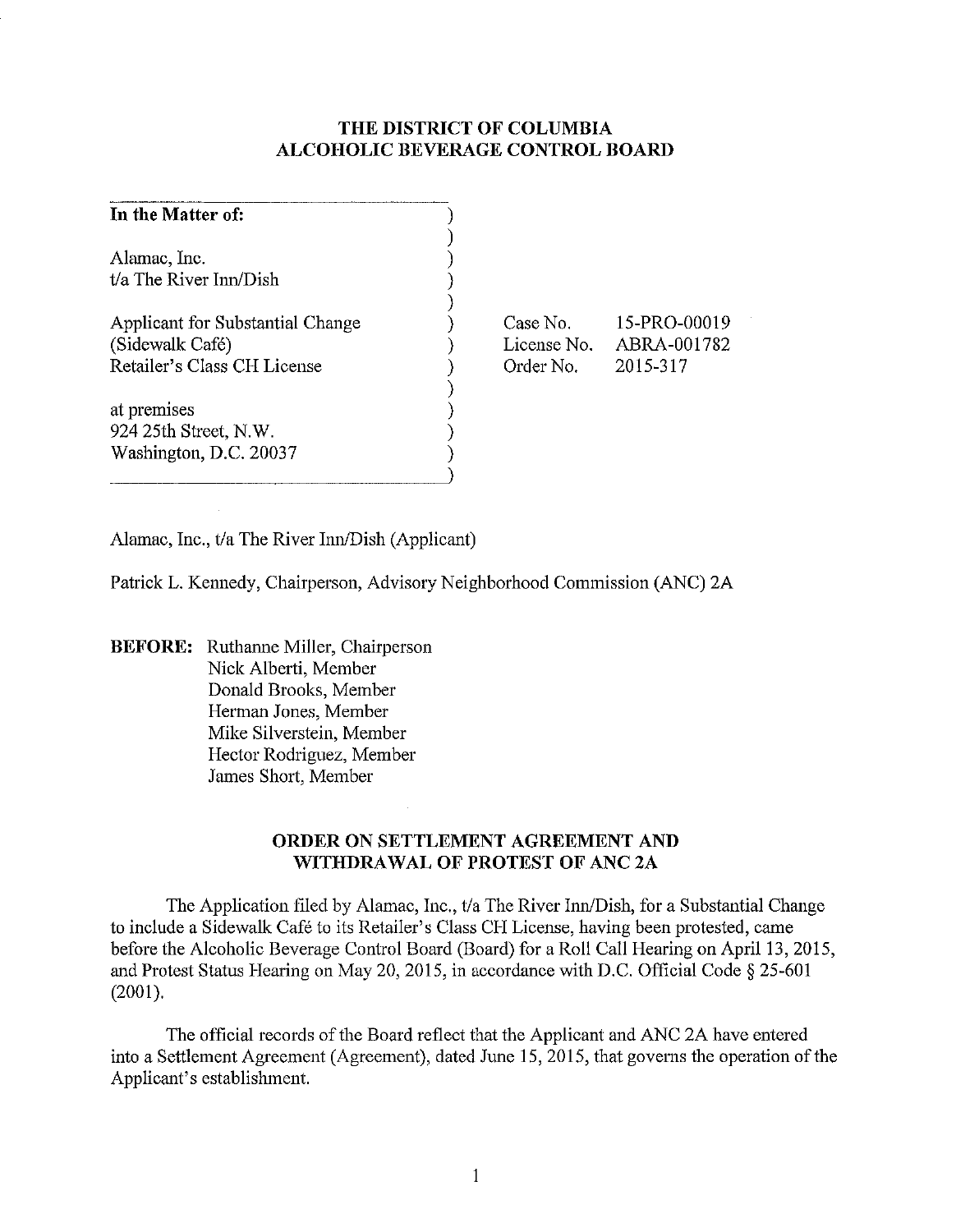# THE DISTRICT OF COLUMBIA
# ALCOHOLIC BEVERAGE CONTROL BOARD

| In the Matter of: | | |
|---|---|---|
| Alamac, Inc. t/a The River Inn/Dish | | |
| Applicant for Substantial Change (Sidewalk Café) Retailer's Class CH License | Case No. | 15-PRO-00019 |
| | License No. | ABRA-001782 |
| | Order No. | 2015-317 |
| at premises 924 25th Street, N.W. Washington, D.C. 20037 | | |

Alamac, Inc., t/a The River Inn/Dish (Applicant)

Patrick L. Kennedy, Chairperson, Advisory Neighborhood Commission (ANC) 2A

**BEFORE:** Ruthanne Miller, Chairperson
Nick Alberti, Member
Donald Brooks, Member
Herman Jones, Member
Mike Silverstein, Member
Hector Rodriguez, Member
James Short, Member

## ORDER ON SETTLEMENT AGREEMENT AND WITHDRAWAL OF PROTEST OF ANC 2A

The Application filed by Alamac, Inc., t/a The River Inn/Dish, for a Substantial Change to include a Sidewalk Café to its Retailer's Class CH License, having been protested, came before the Alcoholic Beverage Control Board (Board) for a Roll Call Hearing on April 13, 2015, and Protest Status Hearing on May 20, 2015, in accordance with D.C. Official Code § 25-601 (2001).

The official records of the Board reflect that the Applicant and ANC 2A have entered into a Settlement Agreement (Agreement), dated June 15, 2015, that governs the operation of the Applicant's establishment.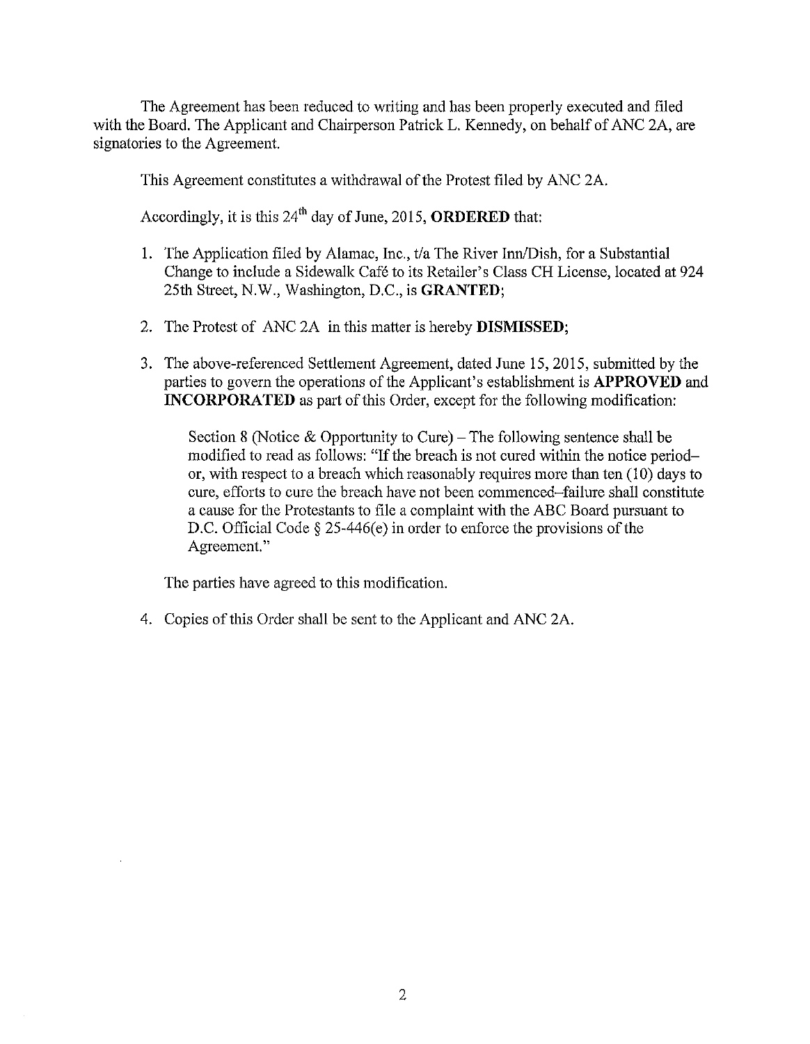The Agreement has been reduced to writing and has been properly executed and filed with the Board. The Applicant and Chairperson Patrick L. Kennedy, on behalf of ANC 2A, are signatories to the Agreement.

This Agreement constitutes a withdrawal of the Protest filed by ANC 2A.

Accordingly, it is this 24th day of June, 2015, **ORDERED** that:

1. The Application filed by Alamac, Inc., t/a The River Inn/Dish, for a Substantial Change to include a Sidewalk Café to its Retailer's Class CH License, located at 924 25th Street, N.W., Washington, D.C., is **GRANTED**;

2. The Protest of ANC 2A in this matter is hereby **DISMISSED**;

3. The above-referenced Settlement Agreement, dated June 15, 2015, submitted by the parties to govern the operations of the Applicant's establishment is **APPROVED** and **INCORPORATED** as part of this Order, except for the following modification:

   Section 8 (Notice & Opportunity to Cure) – The following sentence shall be modified to read as follows: "If the breach is not cured within the notice period–or, with respect to a breach which reasonably requires more than ten (10) days to cure, efforts to cure the breach have not been commenced–failure shall constitute a cause for the Protestants to file a complaint with the ABC Board pursuant to D.C. Official Code § 25-446(e) in order to enforce the provisions of the Agreement."

   The parties have agreed to this modification.

4. Copies of this Order shall be sent to the Applicant and ANC 2A.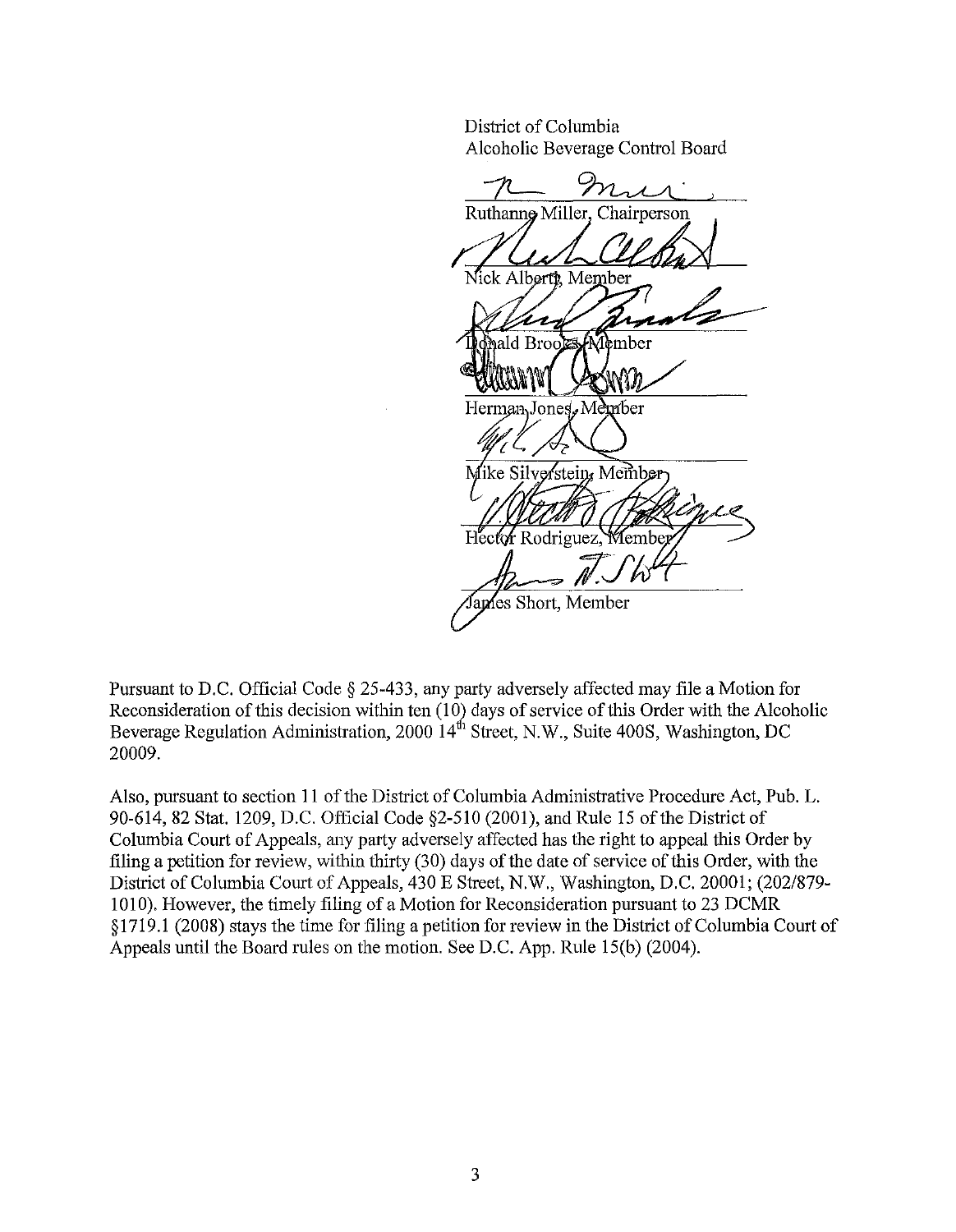District of Columbia
Alcoholic Beverage Control Board

Ruthanne Miller, Chairperson

Nick Alberti, Member

Donald Brooks, Member

Herman Jones, Member

Mike Silverstein, Member

Hector Rodriguez, Member

James Short, Member

Pursuant to D.C. Official Code § 25-433, any party adversely affected may file a Motion for Reconsideration of this decision within ten (10) days of service of this Order with the Alcoholic Beverage Regulation Administration, 2000 14th Street, N.W., Suite 400S, Washington, DC 20009.

Also, pursuant to section 11 of the District of Columbia Administrative Procedure Act, Pub. L. 90-614, 82 Stat. 1209, D.C. Official Code §2-510 (2001), and Rule 15 of the District of Columbia Court of Appeals, any party adversely affected has the right to appeal this Order by filing a petition for review, within thirty (30) days of the date of service of this Order, with the District of Columbia Court of Appeals, 430 E Street, N.W., Washington, D.C. 20001; (202/879-1010). However, the timely filing of a Motion for Reconsideration pursuant to 23 DCMR §1719.1 (2008) stays the time for filing a petition for review in the District of Columbia Court of Appeals until the Board rules on the motion. See D.C. App. Rule 15(b) (2004).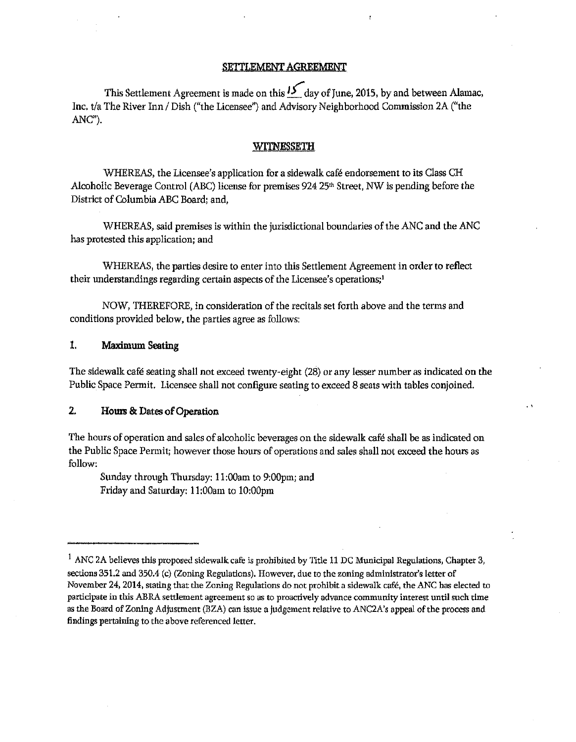## SETTLEMENT AGREEMENT

This Settlement Agreement is made on this 15 day of June, 2015, by and between Alamac, Inc. t/a The River Inn / Dish ("the Licensee") and Advisory Neighborhood Commission 2A ("the ANC").

## WITNESSETH

WHEREAS, the Licensee's application for a sidewalk café endorsement to its Class CH Alcoholic Beverage Control (ABC) license for premises 924 25th Street, NW is pending before the District of Columbia ABC Board; and,

WHEREAS, said premises is within the jurisdictional boundaries of the ANC and the ANC has protested this application; and

WHEREAS, the parties desire to enter into this Settlement Agreement in order to reflect their understandings regarding certain aspects of the Licensee's operations;[1]

NOW, THEREFORE, in consideration of the recitals set forth above and the terms and conditions provided below, the parties agree as follows:

### 1. Maximum Seating

The sidewalk café seating shall not exceed twenty-eight (28) or any lesser number as indicated on the Public Space Permit. Licensee shall not configure seating to exceed 8 seats with tables conjoined.

### 2. Hours & Dates of Operation

The hours of operation and sales of alcoholic beverages on the sidewalk café shall be as indicated on the Public Space Permit; however those hours of operations and sales shall not exceed the hours as follow:

Sunday through Thursday: 11:00am to 9:00pm; and
Friday and Saturday: 11:00am to 10:00pm

---

[1] ANC 2A believes this proposed sidewalk cafe is prohibited by Title 11 DC Municipal Regulations, Chapter 3, sections 351.2 and 350.4 (c) (Zoning Regulations). However, due to the zoning administrator's letter of November 24, 2014, stating that the Zoning Regulations do not prohibit a sidewalk café, the ANC has elected to participate in this ABRA settlement agreement so as to proactively advance community interest until such time as the Board of Zoning Adjustment (BZA) can issue a judgement relative to ANC2A's appeal of the process and findings pertaining to the above referenced letter.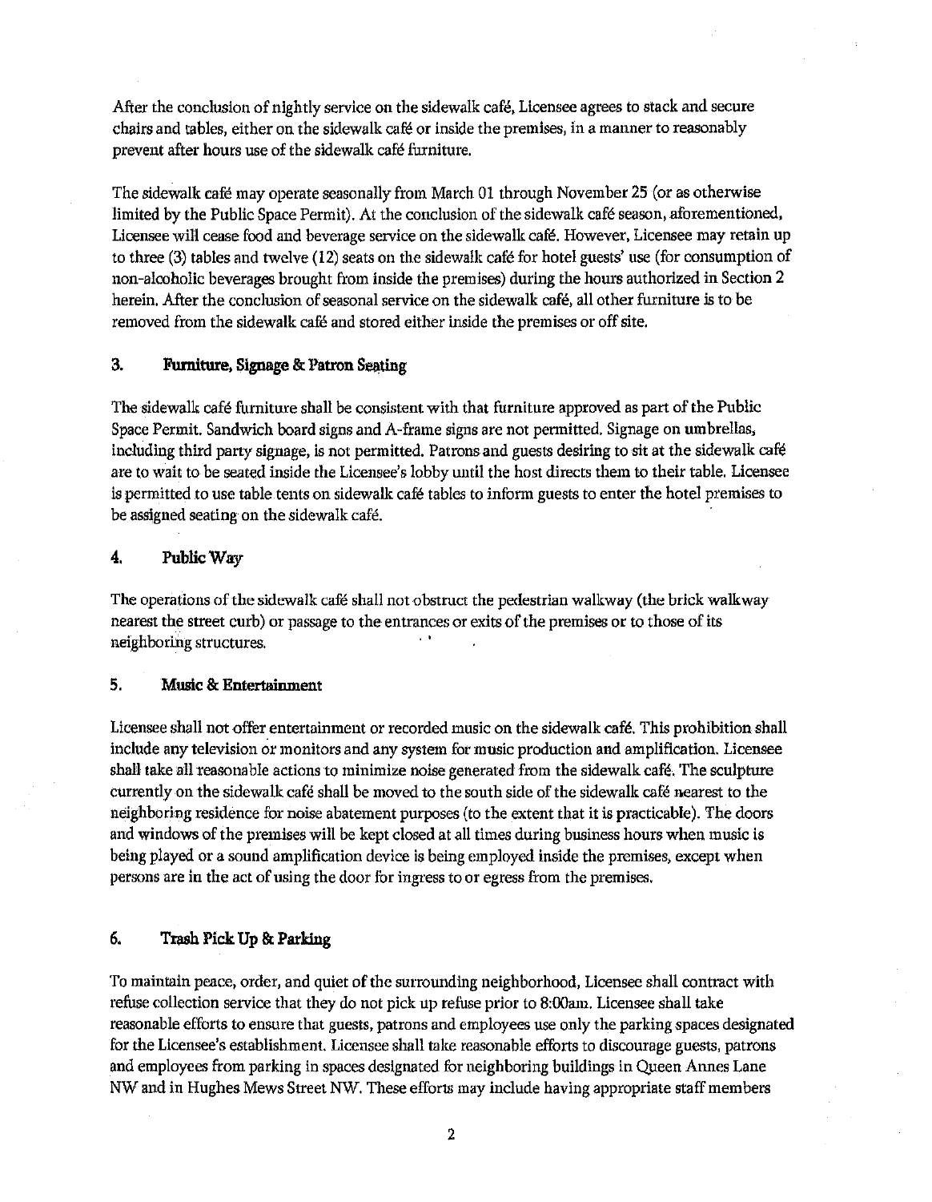After the conclusion of nightly service on the sidewalk café, Licensee agrees to stack and secure chairs and tables, either on the sidewalk café or inside the premises, in a manner to reasonably prevent after hours use of the sidewalk café furniture.

The sidewalk café may operate seasonally from March 01 through November 25 (or as otherwise limited by the Public Space Permit). At the conclusion of the sidewalk café season, aforementioned, Licensee will cease food and beverage service on the sidewalk café. However, Licensee may retain up to three (3) tables and twelve (12) seats on the sidewalk café for hotel guests' use (for consumption of non-alcoholic beverages brought from inside the premises) during the hours authorized in Section 2 herein. After the conclusion of seasonal service on the sidewalk café, all other furniture is to be removed from the sidewalk café and stored either inside the premises or off site.

### 3. Furniture, Signage & Patron Seating

The sidewalk café furniture shall be consistent with that furniture approved as part of the Public Space Permit. Sandwich board signs and A-frame signs are not permitted. Signage on umbrellas, including third party signage, is not permitted. Patrons and guests desiring to sit at the sidewalk café are to wait to be seated inside the Licensee's lobby until the host directs them to their table. Licensee is permitted to use table tents on sidewalk café tables to inform guests to enter the hotel premises to be assigned seating on the sidewalk café.

### 4. Public Way

The operations of the sidewalk café shall not obstruct the pedestrian walkway (the brick walkway nearest the street curb) or passage to the entrances or exits of the premises or to those of its neighboring structures.

### 5. Music & Entertainment

Licensee shall not offer entertainment or recorded music on the sidewalk café. This prohibition shall include any television or monitors and any system for music production and amplification. Licensee shall take all reasonable actions to minimize noise generated from the sidewalk café. The sculpture currently on the sidewalk café shall be moved to the south side of the sidewalk café nearest to the neighboring residence for noise abatement purposes (to the extent that it is practicable). The doors and windows of the premises will be kept closed at all times during business hours when music is being played or a sound amplification device is being employed inside the premises, except when persons are in the act of using the door for ingress to or egress from the premises.

### 6. Trash Pick Up & Parking

To maintain peace, order, and quiet of the surrounding neighborhood, Licensee shall contract with refuse collection service that they do not pick up refuse prior to 8:00am. Licensee shall take reasonable efforts to ensure that guests, patrons and employees use only the parking spaces designated for the Licensee's establishment. Licensee shall take reasonable efforts to discourage guests, patrons and employees from parking in spaces designated for neighboring buildings in Queen Annes Lane NW and in Hughes Mews Street NW. These efforts may include having appropriate staff members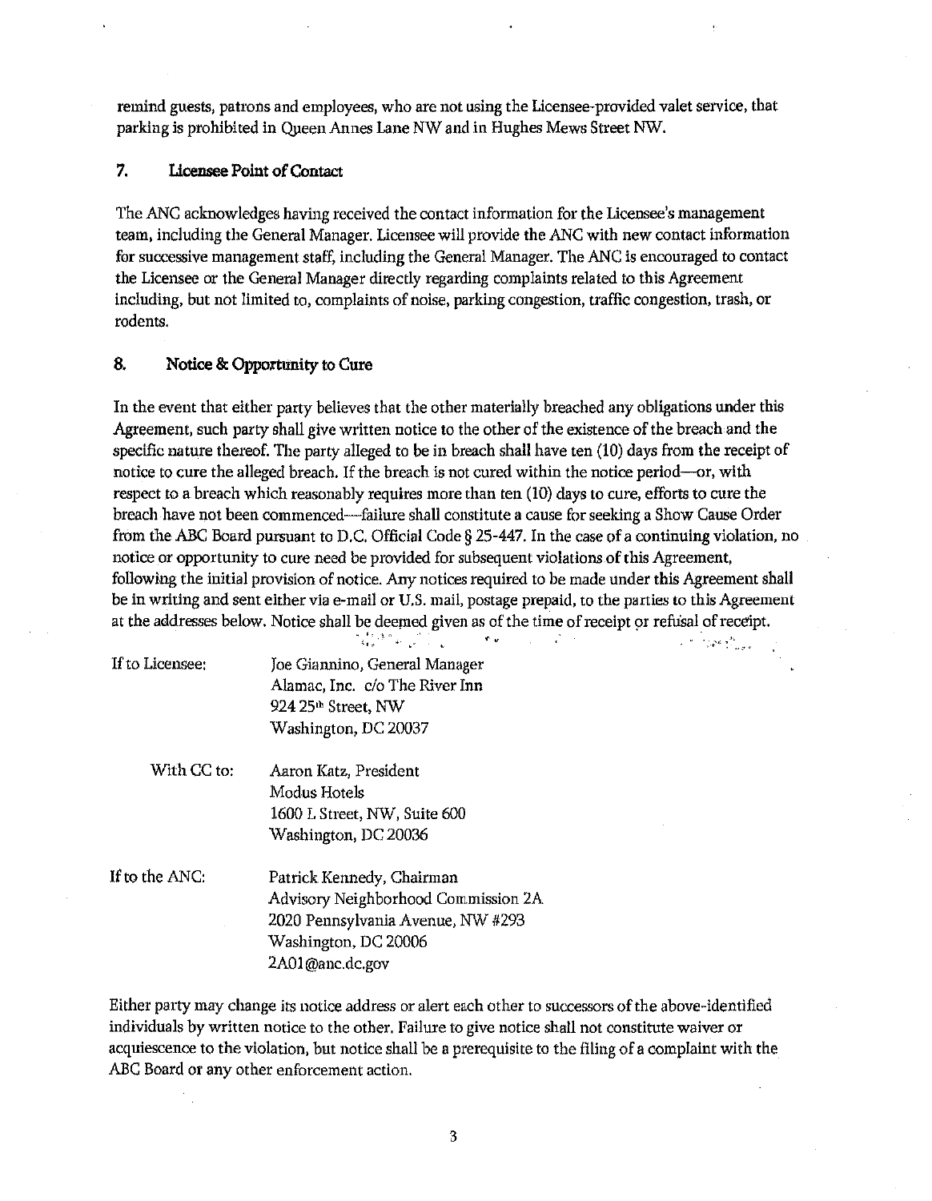remind guests, patrons and employees, who are not using the Licensee-provided valet service, that parking is prohibited in Queen Annes Lane NW and in Hughes Mews Street NW.

## 7. Licensee Point of Contact

The ANC acknowledges having received the contact information for the Licensee's management team, including the General Manager. Licensee will provide the ANC with new contact information for successive management staff, including the General Manager. The ANC is encouraged to contact the Licensee or the General Manager directly regarding complaints related to this Agreement including, but not limited to, complaints of noise, parking congestion, traffic congestion, trash, or rodents.

## 8. Notice & Opportunity to Cure

In the event that either party believes that the other materially breached any obligations under this Agreement, such party shall give written notice to the other of the existence of the breach and the specific nature thereof. The party alleged to be in breach shall have ten (10) days from the receipt of notice to cure the alleged breach. If the breach is not cured within the notice period—or, with respect to a breach which reasonably requires more than ten (10) days to cure, efforts to cure the breach have not been commenced—failure shall constitute a cause for seeking a Show Cause Order from the ABC Board pursuant to D.C. Official Code § 25-447. In the case of a continuing violation, no notice or opportunity to cure need be provided for subsequent violations of this Agreement, following the initial provision of notice. Any notices required to be made under this Agreement shall be in writing and sent either via e-mail or U.S. mail, postage prepaid, to the parties to this Agreement at the addresses below. Notice shall be deemed given as of the time of receipt or refusal of receipt.

If to Licensee:
Joe Giannino, General Manager
Alamac, Inc. c/o The River Inn
924 25th Street, NW
Washington, DC 20037

With CC to:
Aaron Katz, President
Modus Hotels
1600 L Street, NW, Suite 600
Washington, DC 20036

If to the ANC:
Patrick Kennedy, Chairman
Advisory Neighborhood Commission 2A
2020 Pennsylvania Avenue, NW #293
Washington, DC 20006
2A01@anc.dc.gov

Either party may change its notice address or alert each other to successors of the above-identified individuals by written notice to the other. Failure to give notice shall not constitute waiver or acquiescence to the violation, but notice shall be a prerequisite to the filing of a complaint with the ABC Board or any other enforcement action.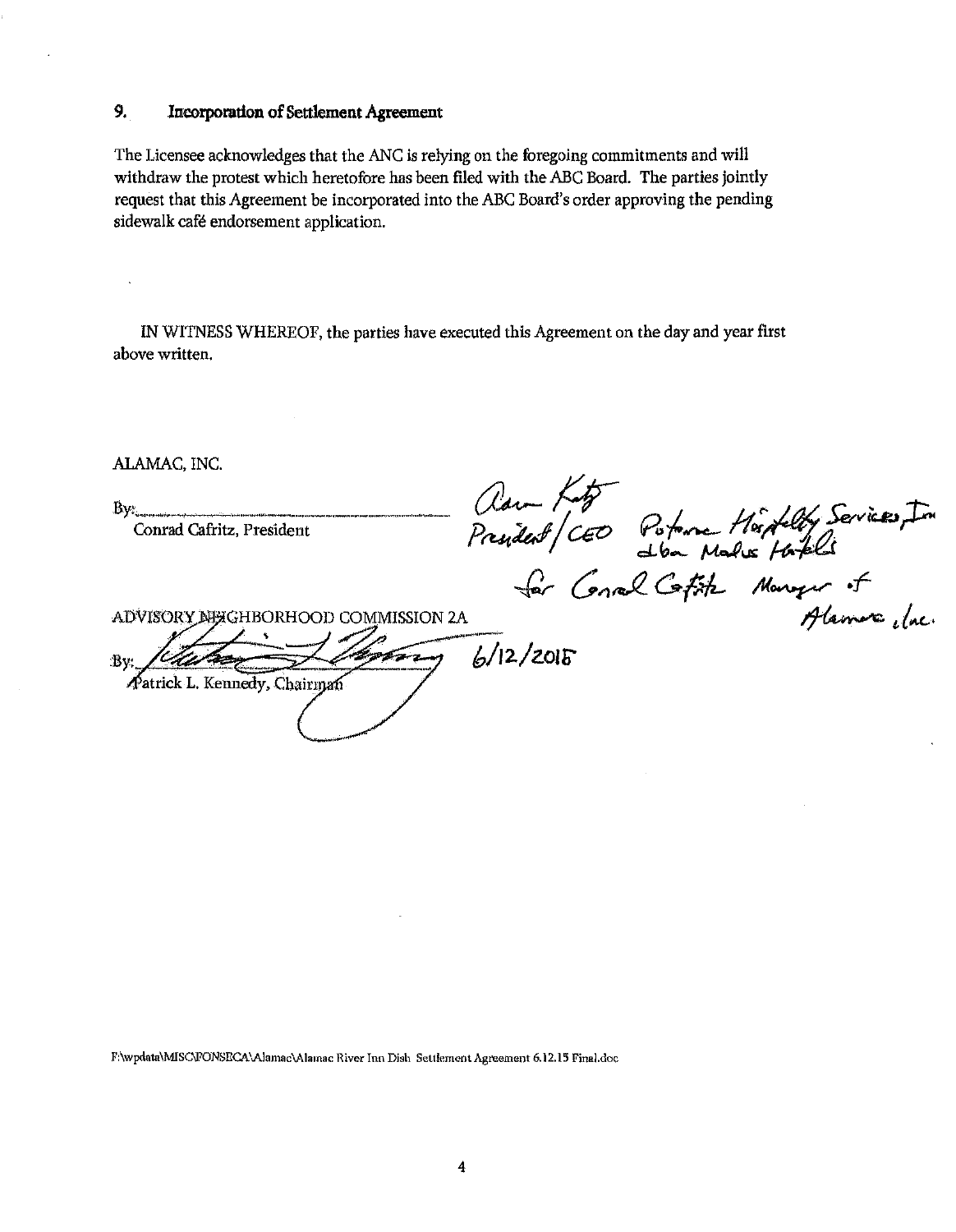## 9. Incorporation of Settlement Agreement

The Licensee acknowledges that the ANC is relying on the foregoing commitments and will withdraw the protest which heretofore has been filed with the ABC Board. The parties jointly request that this Agreement be incorporated into the ABC Board's order approving the pending sidewalk café endorsement application.

IN WITNESS WHEREOF, the parties have executed this Agreement on the day and year first above written.

ALAMAC, INC.

By: \_\_\_\_\_\_\_\_\_\_\_\_\_\_\_\_\_\_\_\_\_\_\_\_\_\_\_\_\_\_

Conrad Cafritz, President

Adam Katz
President/CEO Potomac Hospitality Services, Inc
dba Modus Hotels
for Conrad Cafritz Manager of
Alamac, Inc.

ADVISORY NEIGHBORHOOD COMMISSION 2A

By: \_\_\_\_\_\_\_\_\_\_\_\_\_\_\_\_\_\_\_\_\_\_\_\_\_\_\_\_\_\_ 6/12/2015

Patrick L. Kennedy, Chairman

F:\wpdata\MISC\FONSECA\Alamac\Alamac River Inn Dish Settlement Agreement 6.12.15 Final.doc